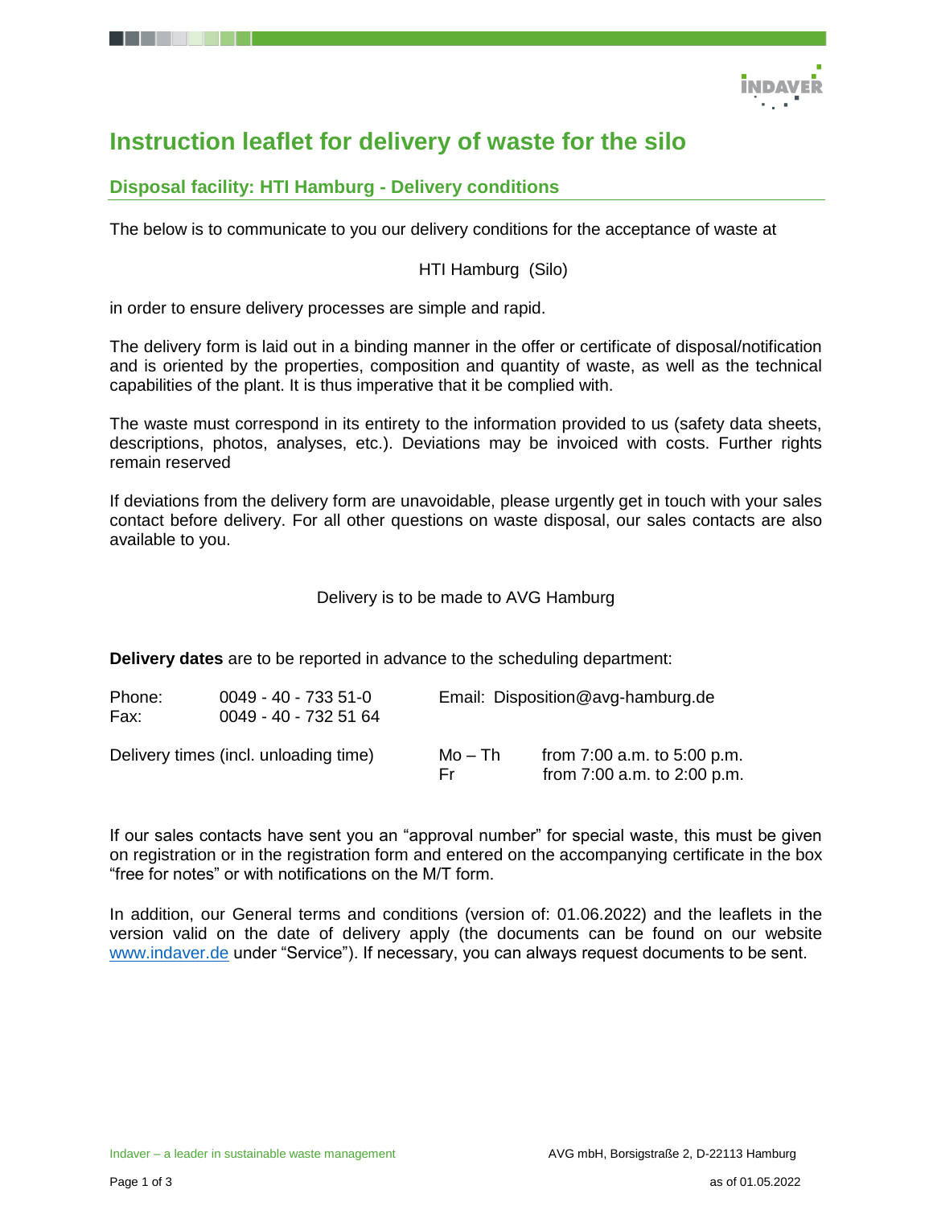# Instruction leaflet for delivery of waste for the silo

## Disposal facility: HTI Hamburg - Delivery conditions

The below is to communicate to you our delivery conditions for the acceptance of waste at

HTI Hamburg (Silo)

in order to ensure delivery processes are simple and rapid.

The delivery form is laid out in a binding manner in the offer or certificate of disposal/notification and is oriented by the properties, composition and quantity of waste, as well as the technical capabilities of the plant. It is thus imperative that it be complied with.

The waste must correspond in its entirety to the information provided to us (safety data sheets, descriptions, photos, analyses, etc.). Deviations may be invoiced with costs. Further rights remain reserved

If deviations from the delivery form are unavoidable, please urgently get in touch with your sales contact before delivery. For all other questions on waste disposal, our sales contacts are also available to you.

Delivery is to be made to AVG Hamburg

**Delivery dates** are to be reported in advance to the scheduling department:

Phone: 0049 - 40 - 733 51-0
Fax: 0049 - 40 - 732 51 64
Email: Disposition@avg-hamburg.de

| Delivery times (incl. unloading time) | | |
|---|---|---|
| | Mo – Th | from 7:00 a.m. to 5:00 p.m. |
| | Fr | from 7:00 a.m. to 2:00 p.m. |

If our sales contacts have sent you an "approval number" for special waste, this must be given on registration or in the registration form and entered on the accompanying certificate in the box "free for notes" or with notifications on the M/T form.

In addition, our General terms and conditions (version of: 01.06.2022) and the leaflets in the version valid on the date of delivery apply (the documents can be found on our website www.indaver.de under "Service"). If necessary, you can always request documents to be sent.

Indaver – a leader in sustainable waste management

AVG mbH, Borsigstraße 2, D-22113 Hamburg

as of 01.05.2022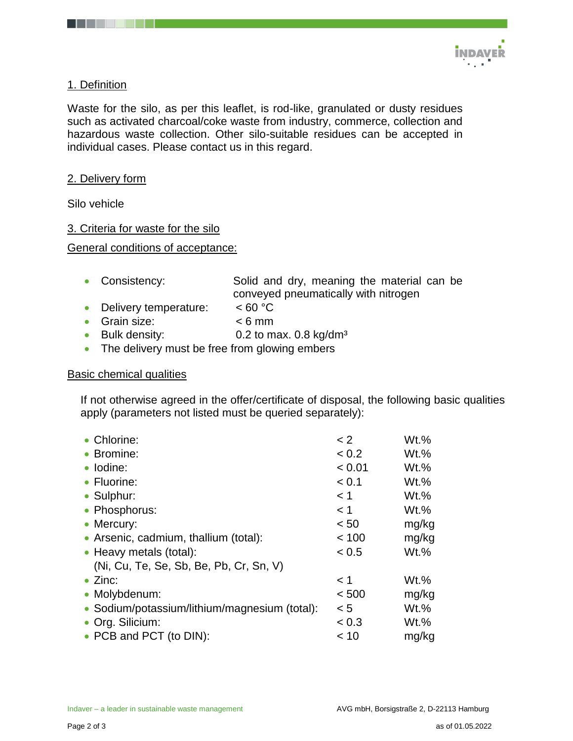## 1. Definition

Waste for the silo, as per this leaflet, is rod-like, granulated or dusty residues such as activated charcoal/coke waste from industry, commerce, collection and hazardous waste collection. Other silo-suitable residues can be accepted in individual cases. Please contact us in this regard.

## 2. Delivery form

Silo vehicle

## 3. Criteria for waste for the silo

### General conditions of acceptance:

- Consistency: Solid and dry, meaning the material can be conveyed pneumatically with nitrogen
- Delivery temperature: < 60 °C
- Grain size: < 6 mm
- Bulk density: 0.2 to max. 0.8 kg/dm³
- The delivery must be free from glowing embers

### Basic chemical qualities

If not otherwise agreed in the offer/certificate of disposal, the following basic qualities apply (parameters not listed must be queried separately):

| Parameter | Limit | Unit |
|---|---|---|
| Chlorine: | < 2 | Wt.% |
| Bromine: | < 0.2 | Wt.% |
| Iodine: | < 0.01 | Wt.% |
| Fluorine: | < 0.1 | Wt.% |
| Sulphur: | < 1 | Wt.% |
| Phosphorus: | < 1 | Wt.% |
| Mercury: | < 50 | mg/kg |
| Arsenic, cadmium, thallium (total): | < 100 | mg/kg |
| Heavy metals (total): (Ni, Cu, Te, Se, Sb, Be, Pb, Cr, Sn, V) | < 0.5 | Wt.% |
| Zinc: | < 1 | Wt.% |
| Molybdenum: | < 500 | mg/kg |
| Sodium/potassium/lithium/magnesium (total): | < 5 | Wt.% |
| Org. Silicium: | < 0.3 | Wt.% |
| PCB and PCT (to DIN): | < 10 | mg/kg |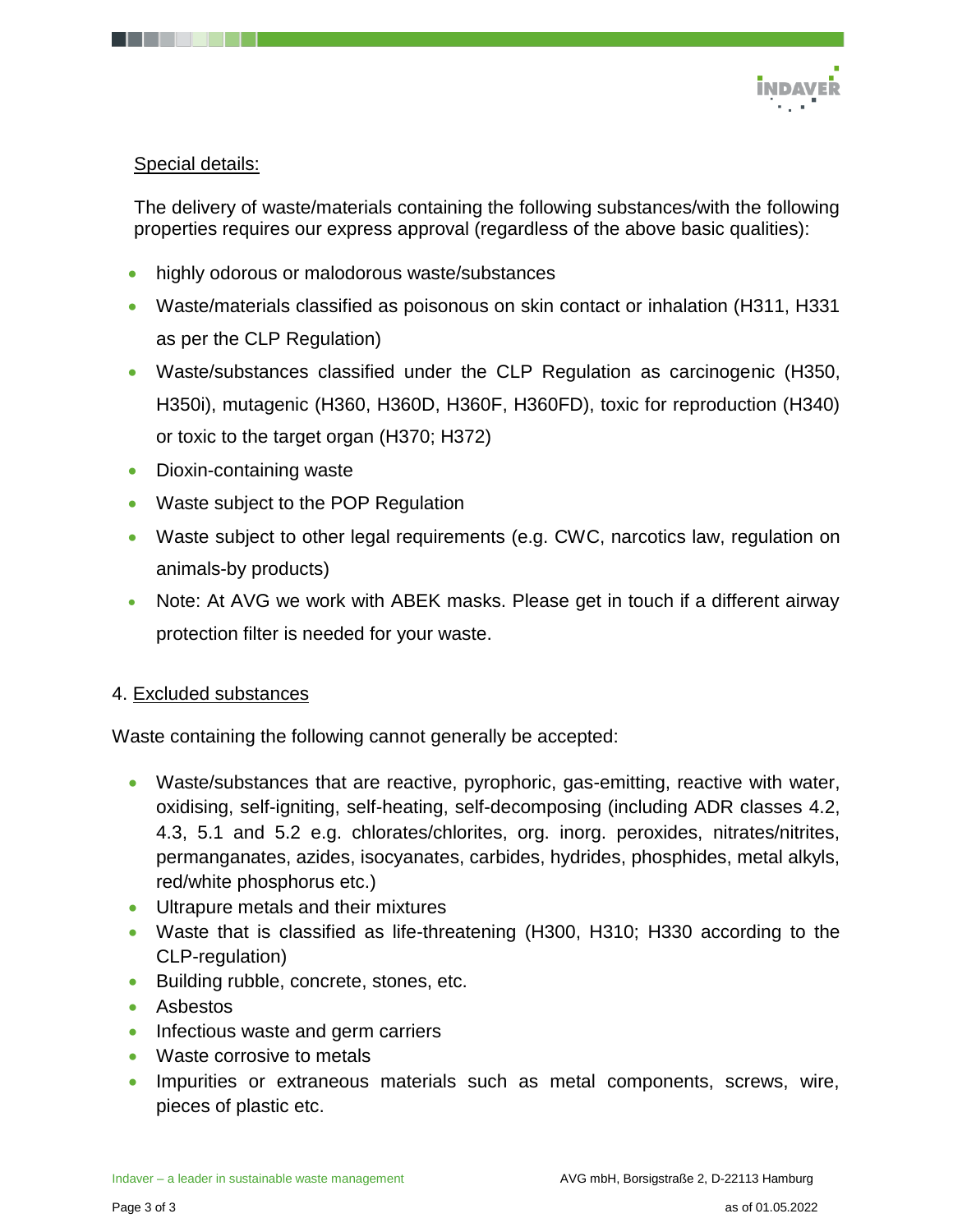Special details:

The delivery of waste/materials containing the following substances/with the following properties requires our express approval (regardless of the above basic qualities):

- highly odorous or malodorous waste/substances
- Waste/materials classified as poisonous on skin contact or inhalation (H311, H331 as per the CLP Regulation)
- Waste/substances classified under the CLP Regulation as carcinogenic (H350, H350i), mutagenic (H360, H360D, H360F, H360FD), toxic for reproduction (H340) or toxic to the target organ (H370; H372)
- Dioxin-containing waste
- Waste subject to the POP Regulation
- Waste subject to other legal requirements (e.g. CWC, narcotics law, regulation on animals-by products)
- Note: At AVG we work with ABEK masks. Please get in touch if a different airway protection filter is needed for your waste.

## 4. Excluded substances

Waste containing the following cannot generally be accepted:

- Waste/substances that are reactive, pyrophoric, gas-emitting, reactive with water, oxidising, self-igniting, self-heating, self-decomposing (including ADR classes 4.2, 4.3, 5.1 and 5.2 e.g. chlorates/chlorites, org. inorg. peroxides, nitrates/nitrites, permanganates, azides, isocyanates, carbides, hydrides, phosphides, metal alkyls, red/white phosphorus etc.)
- Ultrapure metals and their mixtures
- Waste that is classified as life-threatening (H300, H310; H330 according to the CLP-regulation)
- Building rubble, concrete, stones, etc.
- Asbestos
- Infectious waste and germ carriers
- Waste corrosive to metals
- Impurities or extraneous materials such as metal components, screws, wire, pieces of plastic etc.